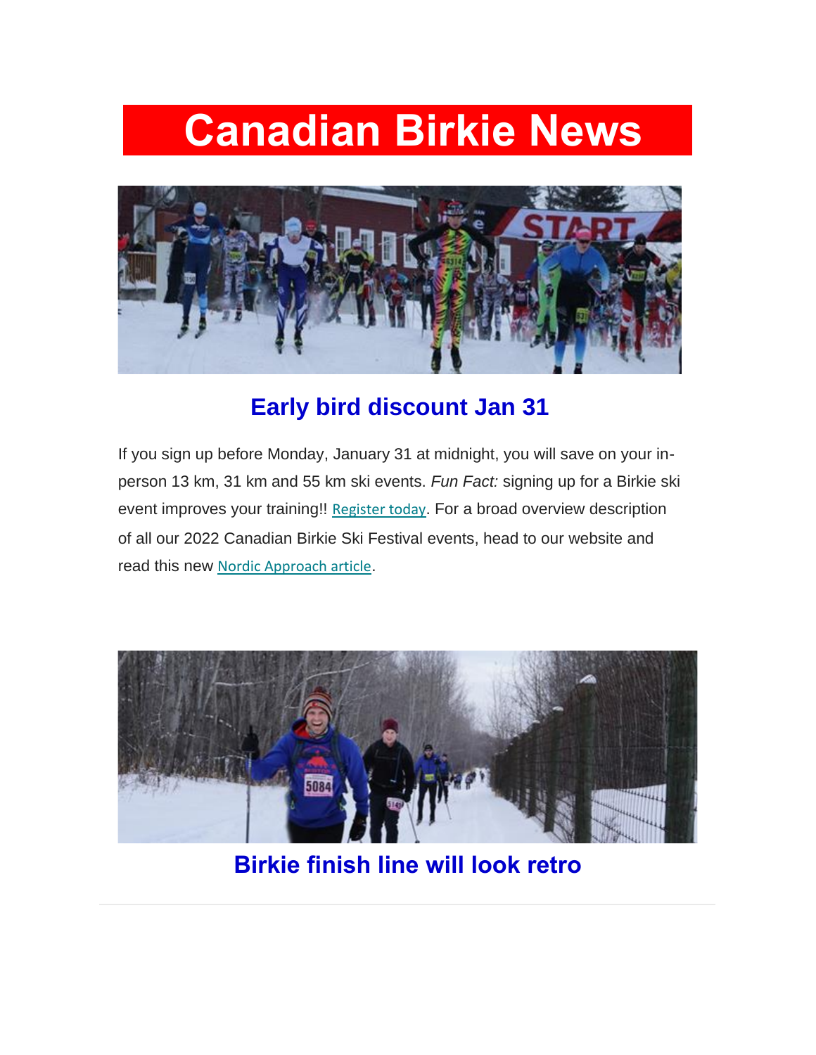# Canadian Birkie News

## Early bird discount Jan 31

If you sign up before Monday, January 31 at midnight, you will save on your in-person 13 km, 31 km and 55 km ski events. *Fun Fact:* signing up for a Birkie ski event improves your training!! Register today. For a broad overview description of all our 2022 Canadian Birkie Ski Festival events, head to our website and read this new Nordic Approach article.

## Birkie finish line will look retro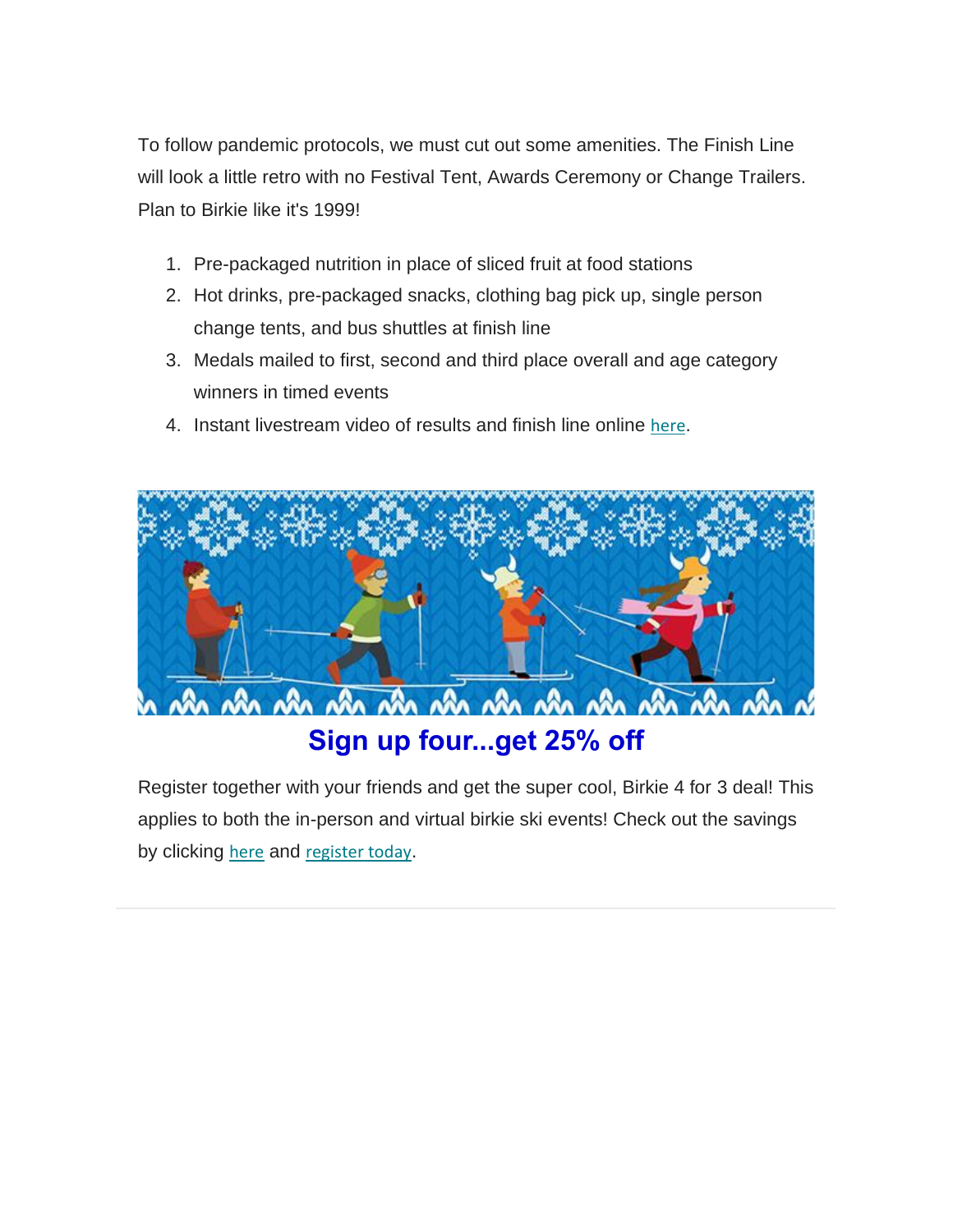To follow pandemic protocols, we must cut out some amenities. The Finish Line will look a little retro with no Festival Tent, Awards Ceremony or Change Trailers. Plan to Birkie like it's 1999!

1. Pre-packaged nutrition in place of sliced fruit at food stations
2. Hot drinks, pre-packaged snacks, clothing bag pick up, single person change tents, and bus shuttles at finish line
3. Medals mailed to first, second and third place overall and age category winners in timed events
4. Instant livestream video of results and finish line online here.

## Sign up four...get 25% off

Register together with your friends and get the super cool, Birkie 4 for 3 deal! This applies to both the in-person and virtual birkie ski events! Check out the savings by clicking here and register today.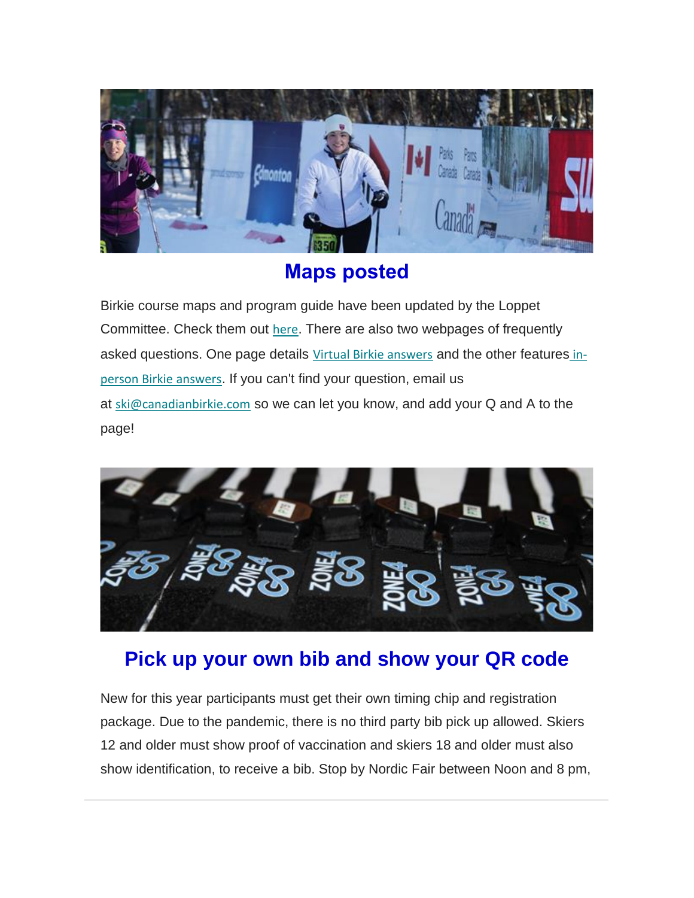## Maps posted

Birkie course maps and program guide have been updated by the Loppet Committee. Check them out here. There are also two webpages of frequently asked questions. One page details Virtual Birkie answers and the other features in-person Birkie answers. If you can't find your question, email us at ski@canadianbirkie.com so we can let you know, and add your Q and A to the page!

## Pick up your own bib and show your QR code

New for this year participants must get their own timing chip and registration package. Due to the pandemic, there is no third party bib pick up allowed. Skiers 12 and older must show proof of vaccination and skiers 18 and older must also show identification, to receive a bib. Stop by Nordic Fair between Noon and 8 pm,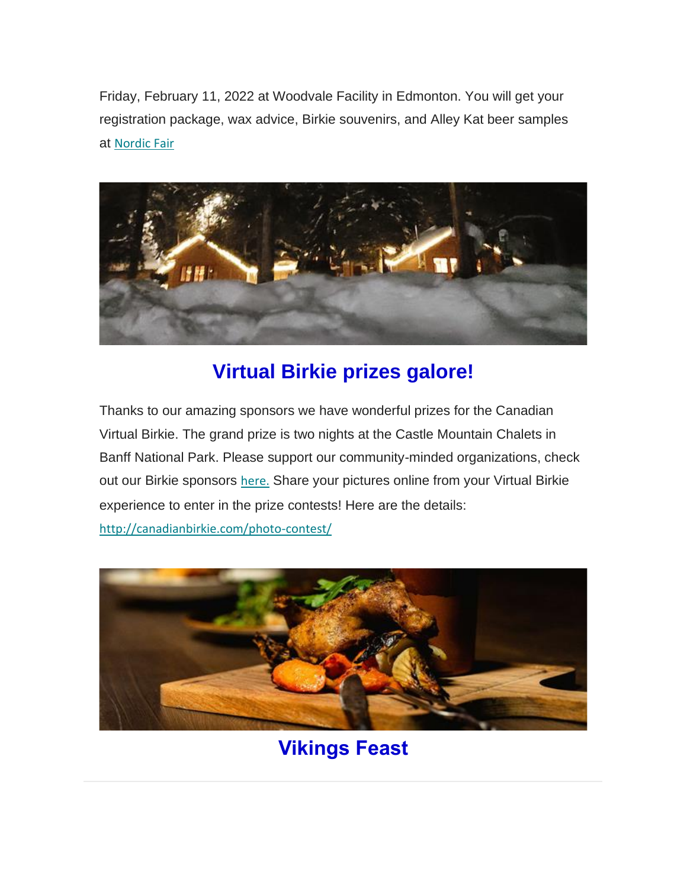Friday, February 11, 2022 at Woodvale Facility in Edmonton. You will get your registration package, wax advice, Birkie souvenirs, and Alley Kat beer samples at Nordic Fair

## Virtual Birkie prizes galore!

Thanks to our amazing sponsors we have wonderful prizes for the Canadian Virtual Birkie. The grand prize is two nights at the Castle Mountain Chalets in Banff National Park. Please support our community-minded organizations, check out our Birkie sponsors here. Share your pictures online from your Virtual Birkie experience to enter in the prize contests! Here are the details: http://canadianbirkie.com/photo-contest/

## Vikings Feast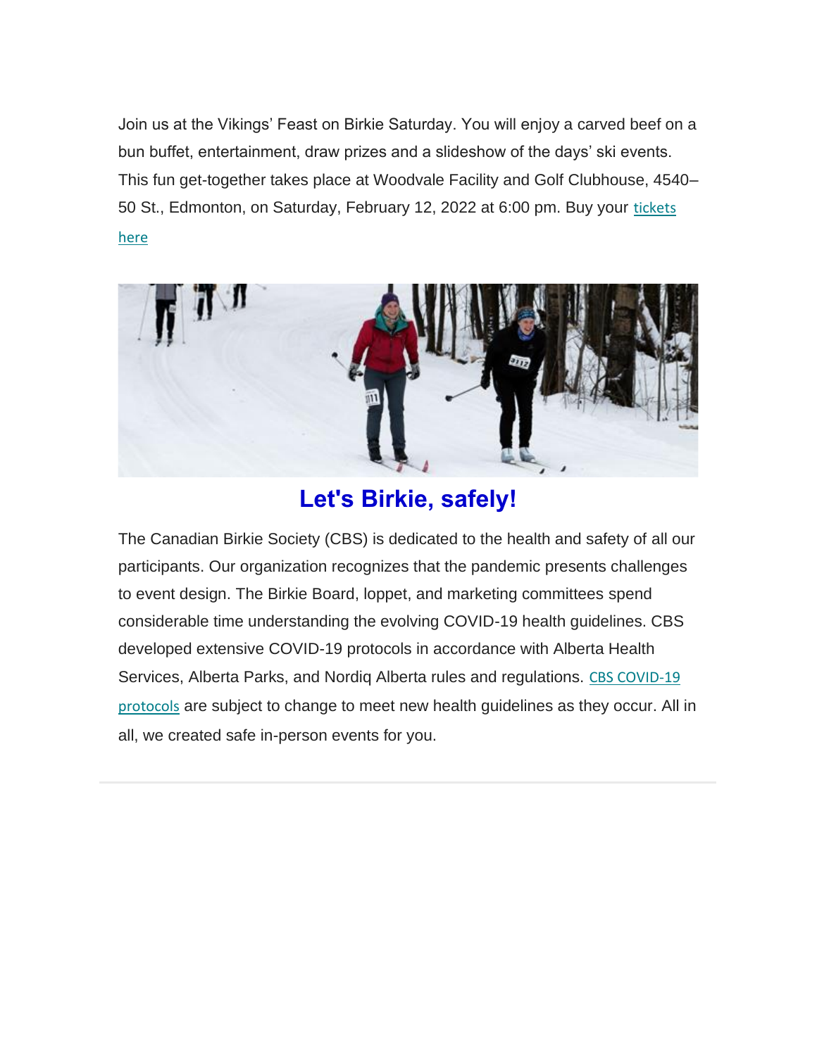Join us at the Vikings' Feast on Birkie Saturday. You will enjoy a carved beef on a bun buffet, entertainment, draw prizes and a slideshow of the days' ski events. This fun get-together takes place at Woodvale Facility and Golf Clubhouse, 4540–50 St., Edmonton, on Saturday, February 12, 2022 at 6:00 pm. Buy your tickets here

## Let's Birkie, safely!

The Canadian Birkie Society (CBS) is dedicated to the health and safety of all our participants. Our organization recognizes that the pandemic presents challenges to event design. The Birkie Board, loppet, and marketing committees spend considerable time understanding the evolving COVID-19 health guidelines. CBS developed extensive COVID-19 protocols in accordance with Alberta Health Services, Alberta Parks, and Nordiq Alberta rules and regulations. CBS COVID-19 protocols are subject to change to meet new health guidelines as they occur. All in all, we created safe in-person events for you.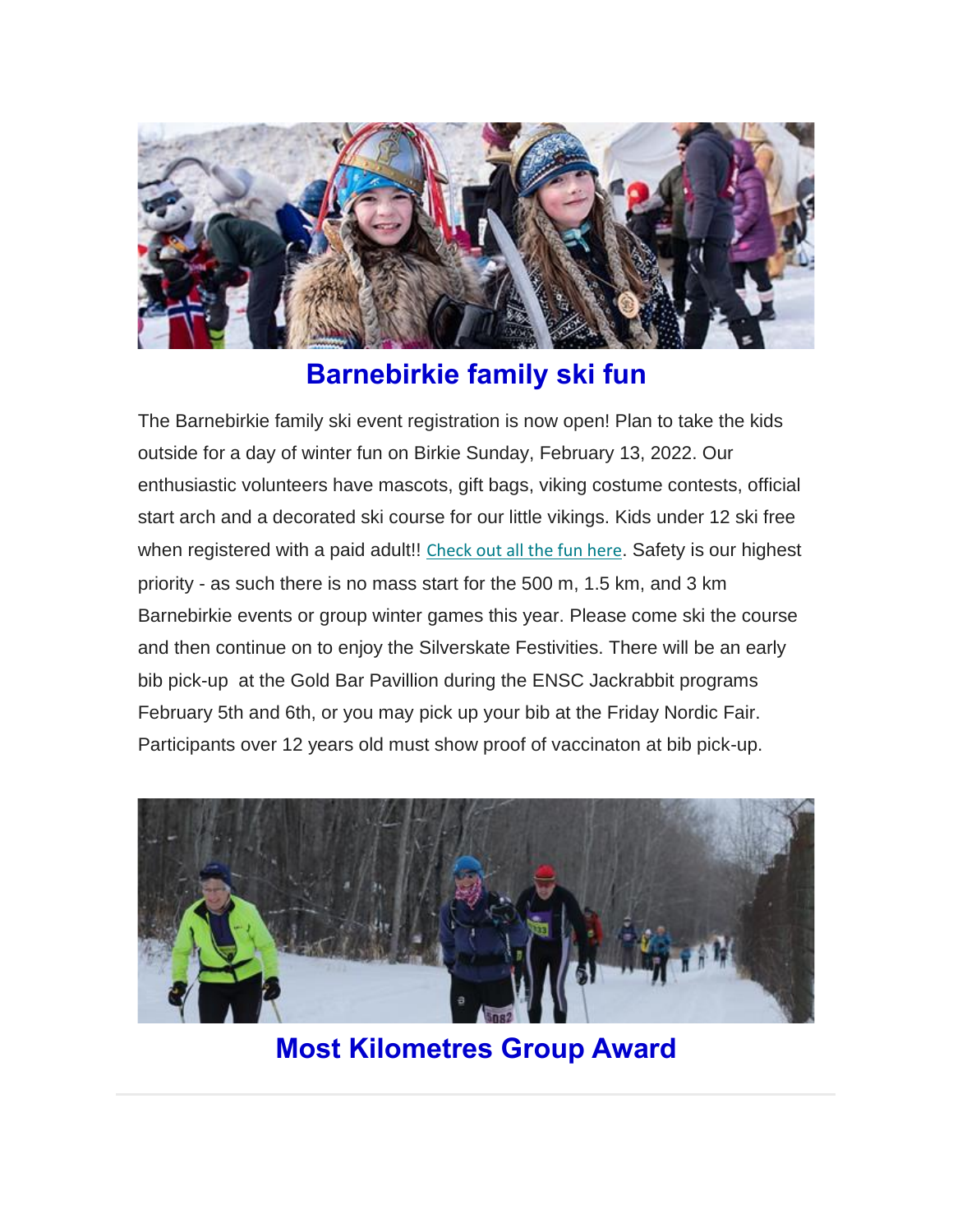## Barnebirkie family ski fun

The Barnebirkie family ski event registration is now open! Plan to take the kids outside for a day of winter fun on Birkie Sunday, February 13, 2022. Our enthusiastic volunteers have mascots, gift bags, viking costume contests, official start arch and a decorated ski course for our little vikings. Kids under 12 ski free when registered with a paid adult!! Check out all the fun here. Safety is our highest priority - as such there is no mass start for the 500 m, 1.5 km, and 3 km Barnebirkie events or group winter games this year. Please come ski the course and then continue on to enjoy the Silverskate Festivities. There will be an early bib pick-up at the Gold Bar Pavillion during the ENSC Jackrabbit programs February 5th and 6th, or you may pick up your bib at the Friday Nordic Fair. Participants over 12 years old must show proof of vaccinaton at bib pick-up.

## Most Kilometres Group Award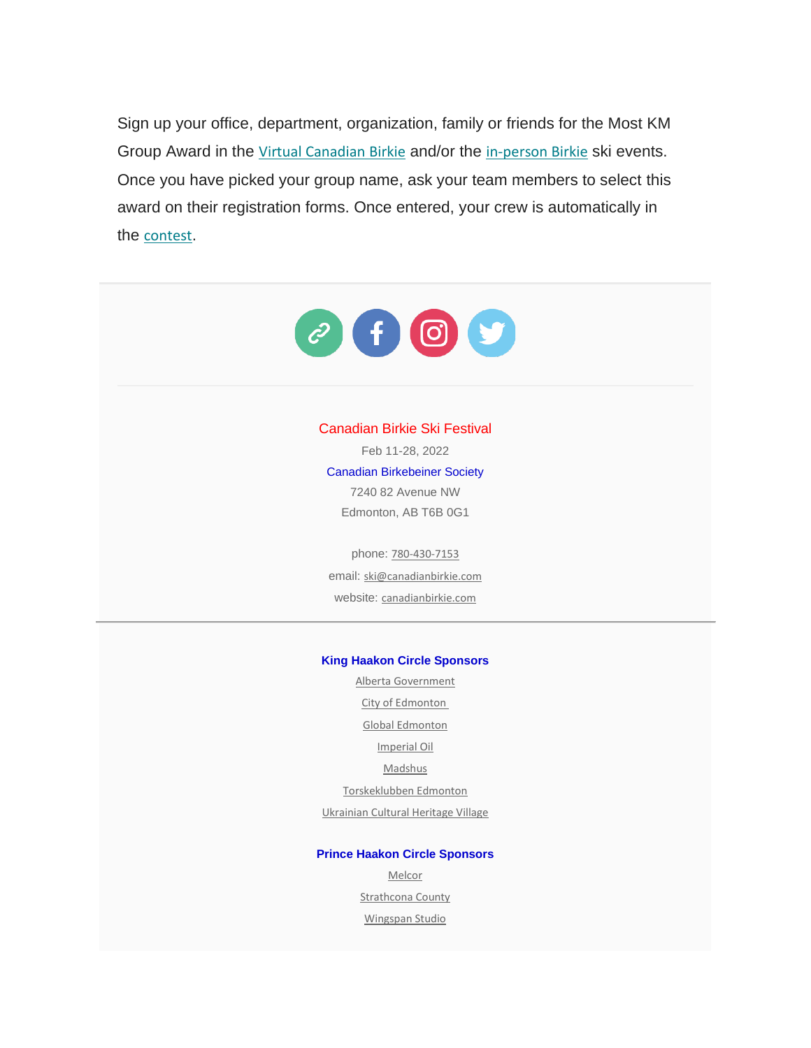Sign up your office, department, organization, family or friends for the Most KM Group Award in the Virtual Canadian Birkie and/or the in-person Birkie ski events. Once you have picked your group name, ask your team members to select this award on their registration forms. Once entered, your crew is automatically in the contest.

---

Canadian Birkie Ski Festival

Feb 11-28, 2022

Canadian Birkebeiner Society

7240 82 Avenue NW

Edmonton, AB T6B 0G1

phone: 780-430-7153

email: ski@canadianbirkie.com

website: canadianbirkie.com

---

**King Haakon Circle Sponsors**

Alberta Government

City of Edmonton

Global Edmonton

Imperial Oil

Madshus

Torskeklubben Edmonton

Ukrainian Cultural Heritage Village

**Prince Haakon Circle Sponsors**

Melcor

Strathcona County

Wingspan Studio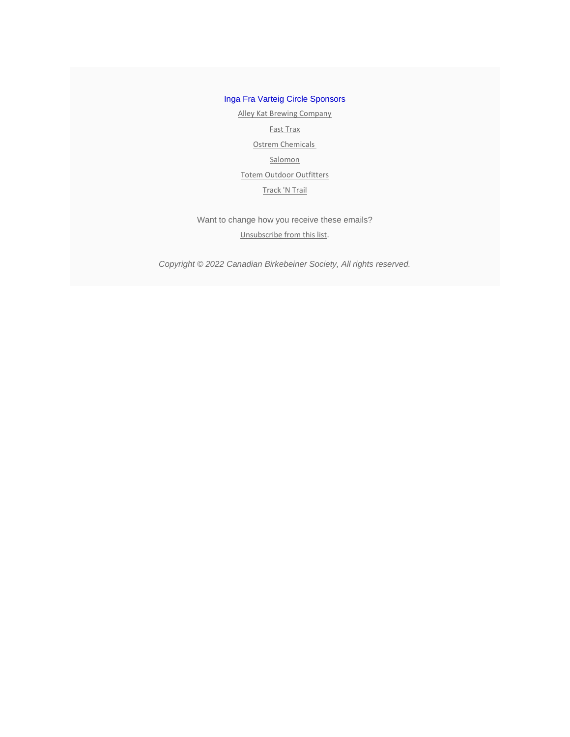### Inga Fra Varteig Circle Sponsors

Alley Kat Brewing Company

Fast Trax

Ostrem Chemicals

Salomon

Totem Outdoor Outfitters

Track 'N Trail

Want to change how you receive these emails?

Unsubscribe from this list.

*Copyright © 2022 Canadian Birkebeiner Society, All rights reserved.*